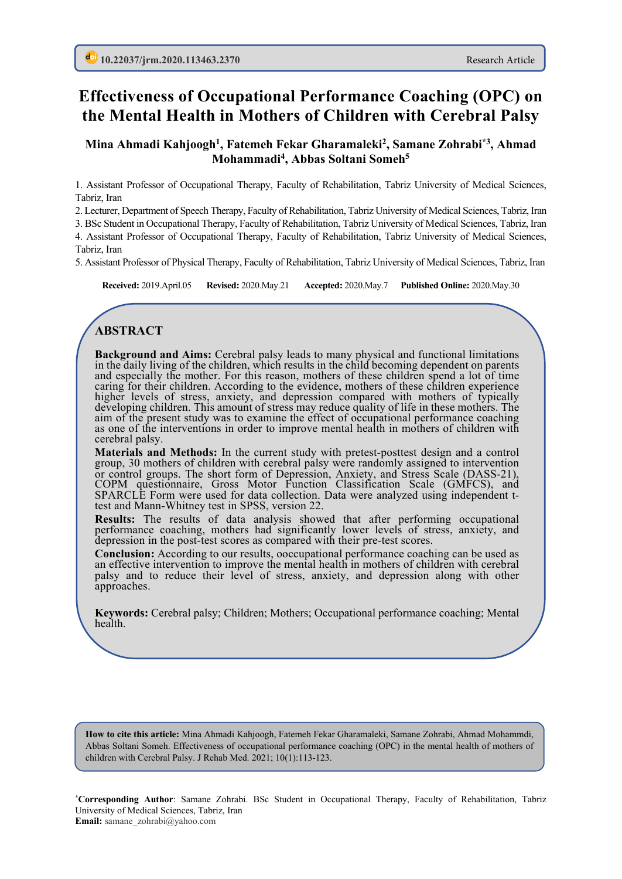10.22037/jrm.2020.113463.2370

Research Article

# Effectiveness of Occupational Performance Coaching (OPC) on the Mental Health in Mothers of Children with Cerebral Palsy

**Mina Ahmadi Kahjoogh[1], Fatemeh Fekar Gharamaleki[2], Samane Zohrabi*[3], Ahmad Mohammadi[4], Abbas Soltani Someh[5]**

1. Assistant Professor of Occupational Therapy, Faculty of Rehabilitation, Tabriz University of Medical Sciences, Tabriz, Iran
2. Lecturer, Department of Speech Therapy, Faculty of Rehabilitation, Tabriz University of Medical Sciences, Tabriz, Iran
3. BSc Student in Occupational Therapy, Faculty of Rehabilitation, Tabriz University of Medical Sciences, Tabriz, Iran
4. Assistant Professor of Occupational Therapy, Faculty of Rehabilitation, Tabriz University of Medical Sciences, Tabriz, Iran
5. Assistant Professor of Physical Therapy, Faculty of Rehabilitation, Tabriz University of Medical Sciences, Tabriz, Iran

**Received:** 2019.April.05 **Revised:** 2020.May.21 **Accepted:** 2020.May.7 **Published Online:** 2020.May.30

## ABSTRACT

**Background and Aims:** Cerebral palsy leads to many physical and functional limitations in the daily living of the children, which results in the child becoming dependent on parents and especially the mother. For this reason, mothers of these children spend a lot of time caring for their children. According to the evidence, mothers of these children experience higher levels of stress, anxiety, and depression compared with mothers of typically developing children. This amount of stress may reduce quality of life in these mothers. The aim of the present study was to examine the effect of occupational performance coaching as one of the interventions in order to improve mental health in mothers of children with cerebral palsy.

**Materials and Methods:** In the current study with pretest-posttest design and a control group, 30 mothers of children with cerebral palsy were randomly assigned to intervention or control groups. The short form of Depression, Anxiety, and Stress Scale (DASS-21), COPM questionnaire, Gross Motor Function Classification Scale (GMFCS), and SPARCLE Form were used for data collection. Data were analyzed using independent t-test and Mann-Whitney test in SPSS, version 22.

**Results:** The results of data analysis showed that after performing occupational performance coaching, mothers had significantly lower levels of stress, anxiety, and depression in the post-test scores as compared with their pre-test scores.

**Conclusion:** According to our results, ooccupational performance coaching can be used as an effective intervention to improve the mental health in mothers of children with cerebral palsy and to reduce their level of stress, anxiety, and depression along with other approaches.

**Keywords:** Cerebral palsy; Children; Mothers; Occupational performance coaching; Mental health.

**How to cite this article:** Mina Ahmadi Kahjoogh, Fatemeh Fekar Gharamaleki, Samane Zohrabi, Ahmad Mohammdi, Abbas Soltani Someh. Effectiveness of occupational performance coaching (OPC) in the mental health of mothers of children with Cerebral Palsy. J Rehab Med. 2021; 10(1):113-123.

***Corresponding Author**: Samane Zohrabi. BSc Student in Occupational Therapy, Faculty of Rehabilitation, Tabriz University of Medical Sciences, Tabriz, Iran
**Email:** samane_zohrabi@yahoo.com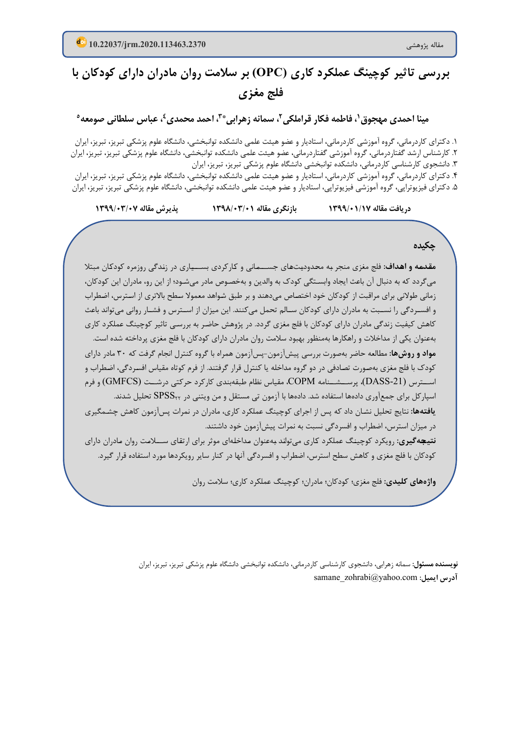مقاله پژوهشی

10.22037/jrm.2020.113463.2370

# بررسی تاثیر کوچینگ عملکرد کاری (OPC) بر سلامت روان مادران دارای کودکان با فلج مغزی

**مینا احمدی مهجوق[۱]، فاطمه فکار قراملکی[۲]، سمانه زهرابی*[۳]، احمد محمدی[۴]، عباس سلطانی صومعه[۵]**

۱. دکترای کاردرمانی، گروه آموزشی کاردرمانی، استادیار و عضو هیئت علمی دانشکده توانبخشی، دانشگاه علوم پزشکی تبریز، تبریز، ایران
۲. کارشناس ارشد گفتاردرمانی، گروه آموزشی گفتاردرمانی، عضو هیئت علمی دانشکده توانبخشی، دانشگاه علوم پزشکی تبریز، تبریز، ایران
۳. دانشجوی کارشناسی کاردرمانی، دانشکده توانبخشی دانشگاه علوم پزشکی تبریز، تبریز، ایران
۴. دکترای کاردرمانی، گروه آموزشی کاردرمانی، استادیار و عضو هیئت علمی دانشکده توانبخشی، دانشگاه علوم پزشکی تبریز، تبریز، ایران
۵. دکترای فیزیوتراپی، گروه آموزشی فیزیوتراپی، استادیار و عضو هیئت علمی دانشکده توانبخشی، دانشگاه علوم پزشکی تبریز، تبریز، ایران

**دریافت مقاله** ۱۳۹۹/۰۱/۱۷ **بازنگری مقاله** ۱۳۹۸/۰۳/۰۱ **پذیرش مقاله** ۱۳۹۹/۰۳/۰۷

## چکیده

**مقدمه و اهداف:** فلج مغزی منجر به محدودیت‌های جسمانی و کارکردی بسیاری در زندگی روزمره کودکان مبتلا می‌گردد که به دنبال آن باعث ایجاد وابستگی کودک به والدین و به‌خصوص مادر می‌شود؛ از این رو، مادران این کودکان، زمانی طولانی برای مراقبت از کودکان خود اختصاص می‌دهند و بر طبق شواهد معمولا سطح بالاتری از استرس، اضطراب و افسردگی را نسبت به مادران دارای کودکان سالم تحمل می‌کنند. این میزان از استرس و فشار روانی می‌تواند باعث کاهش کیفیت زندگی مادران دارای کودکان با فلج مغزی گردد. در پژوهش حاضر به بررسی تاثیر کوچینگ عملکرد کاری به‌عنوان یکی از مداخلات و راهکارها به‌منظور بهبود سلامت روان مادران دارای کودکان با فلج مغزی پرداخته شده است.

**مواد و روش‌ها:** مطالعه حاضر به‌صورت بررسی پیش‌آزمون-پس‌آزمون همراه با گروه کنترل انجام گرفت که ۳۰ مادر دارای کودک با فلج مغزی به‌صورت تصادفی در دو گروه مداخله یا کنترل قرار گرفتند. از فرم کوتاه مقیاس افسردگی، اضطراب و استرس (DASS-21)، پرسشنامه COPM، مقیاس نظام طبقه‌بندی کارکرد حرکتی درشت (GMFCS) و فرم اسپارکل برای جمع‌آوری داده‌ها استفاده شد. داده‌ها با آزمون تی مستقل و من ویتنی در $SPSS_{22}$ تحلیل شدند.

**یافته‌ها:** نتایج تحلیل نشان داد که پس از اجرای کوچینگ عملکرد کاری، مادران در نمرات پس‌آزمون کاهش چشم‌گیری در میزان استرس، اضطراب و افسردگی نسبت به نمرات پیش‌آزمون خود داشتند.

**نتیجه‌گیری:** رویکرد کوچینگ عملکرد کاری می‌تواند به‌عنوان مداخله‌ای موثر برای ارتقای سلامت روان مادران دارای کودکان با فلج مغزی و کاهش سطح استرس، اضطراب و افسردگی آنها در کنار سایر رویکردها مورد استفاده قرار گیرد.

**واژه‌های کلیدی:** فلج مغزی؛ کودکان؛ مادران؛ کوچینگ عملکرد کاری؛ سلامت روان

**نویسنده مسئول:** سمانه زهرابی، دانشجوی کارشناسی کاردرمانی، دانشکده توانبخشی دانشگاه علوم پزشکی تبریز، تبریز، ایران
**آدرس ایمیل:** samane_zohrabi@yahoo.com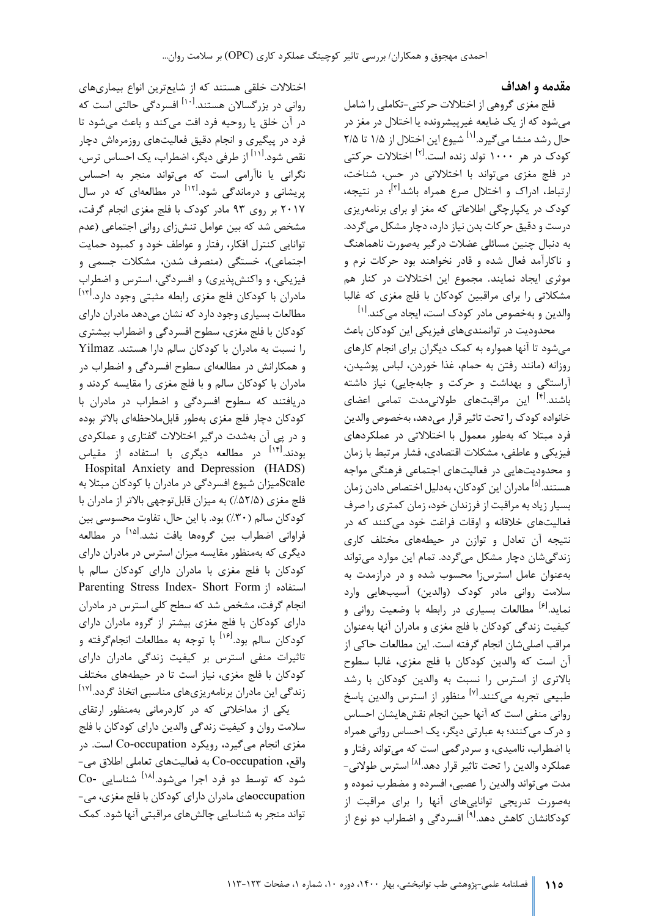## مقدمه و اهداف

فلج مغزی گروهی از اختلالات حرکتی-تکاملی را شامل می‌شود که از یک ضایعه غیرپیشرونده یا اختلال در مغز در حال رشد منشا می‌گیرد.[1] شیوع این اختلال از ۱/۵ تا ۲/۵ کودک در هر ۱۰۰۰ تولد زنده است.[2] اختلالات حرکتی در فلج مغزی می‌تواند با اختلالاتی در حس، شناخت، ارتباط، ادراک و اختلال صرع همراه باشد[3]؛ در نتیجه، کودک در یکپارچگی اطلاعاتی که مغز او برای برنامه‌ریزی درست و دقیق حرکات بدن نیاز دارد، دچار مشکل می‌گردد. به دنبال چنین مسائلی عضلات درگیر به‌صورت ناهماهنگ و ناکارآمد فعال شده و قادر نخواهند بود حرکات نرم و موثری ایجاد نمایند. مجموع این اختلالات در کنار هم مشکلاتی را برای مراقبین کودکان با فلج مغزی که غالبا والدین و به‌خصوص مادر کودک است، ایجاد می‌کند.[1]

محدودیت در توانمندی‌های فیزیکی این کودکان باعث می‌شود تا آنها همواره به کمک دیگران برای انجام کارهای روزانه (مانند رفتن به حمام، غذا خوردن، لباس پوشیدن، آراستگی و بهداشت و حرکت و جابه‌جایی) نیاز داشته باشند.[4] این مراقبت‌های طولانی‌مدت تمامی اعضای خانواده کودک را تحت تاثیر قرار می‌دهد، به‌خصوص والدین فرد مبتلا که به‌طور معمول با اختلالاتی در عملکردهای فیزیکی و عاطفی، مشکلات اقتصادی، فشار مرتبط با زمان و محدودیت‌هایی در فعالیت‌های اجتماعی فرهنگی مواجه هستند.[5] مادران این کودکان، به‌دلیل اختصاص دادن زمان بسیار زیاد به مراقبت از فرزندان خود، زمان کمتری را صرف فعالیت‌های خلاقانه و اوقات فراغت خود می‌کنند که در نتیجه آن تعادل و توازن در حیطه‌های مختلف کاری زندگی‌شان دچار مشکل می‌گردد. تمام این موارد می‌تواند به‌عنوان عامل استرس‌زا محسوب شده و در درازمدت به سلامت روانی مادر کودک (والدین) آسیب‌هایی وارد نماید.[6] مطالعات بسیاری در رابطه با وضعیت روانی و کیفیت زندگی کودکان با فلج مغزی و مادران آنها به‌عنوان مراقب اصلی‌شان انجام گرفته است. این مطالعات حاکی از آن است که والدین کودکان با فلج مغزی، غالبا سطوح بالاتری از استرس را نسبت به والدین کودکان با رشد طبیعی تجربه می‌کنند.[7] منظور از استرس والدین پاسخ روانی منفی است که آنها حین انجام نقش‌هایشان احساس و درک می‌کنند؛ به عبارتی دیگر، یک احساس روانی همراه با اضطراب، ناامیدی، و سردرگمی است که می‌تواند رفتار و عملکرد والدین را تحت تاثیر قرار دهد.[8] استرس طولانی-مدت می‌تواند والدین را عصبی، افسرده و مضطرب نموده و به‌صورت تدریجی توانایی‌های آنها را برای مراقبت از کودکانشان کاهش دهد.[9] افسردگی و اضطراب دو نوع از اختلالات خلقی هستند که از شایع‌ترین انواع بیماری‌های روانی در بزرگسالان هستند.[10] افسردگی حالتی است که در آن خلق یا روحیه فرد افت می‌کند و باعث می‌شود تا فرد در پیگیری و انجام دقیق فعالیت‌های روزمره‌اش دچار نقص شود.[11] از طرفی دیگر، اضطراب، یک احساس ترس، نگرانی یا ناآرامی است که می‌تواند منجر به احساس پریشانی و درماندگی شود.[12] در مطالعه‌ای که در سال ۲۰۱۷ بر روی ۹۳ مادر کودک با فلج مغزی انجام گرفت، مشخص شد که بین عوامل تنش‌زای روانی اجتماعی (عدم توانایی کنترل افکار، رفتار و عواطف خود و کمبود حمایت اجتماعی)، خستگی (منصرف شدن، مشکلات جسمی و فیزیکی، و واکنش‌پذیری) و افسردگی، استرس و اضطراب مادران با کودکان فلج مغزی رابطه مثبتی وجود دارد.[13] مطالعات بسیاری وجود دارد که نشان می‌دهد مادران دارای کودکان با فلج مغزی، سطوح افسردگی و اضطراب بیشتری را نسبت به مادران با کودکان سالم دارا هستند. Yilmaz و همکارانش در مطالعه‌ای سطوح افسردگی و اضطراب در مادران با کودکان سالم و با فلج مغزی را مقایسه کردند و دریافتند که سطوح افسردگی و اضطراب در مادران با کودکان دچار فلج مغزی به‌طور قابل‌ملاحظه‌ای بالاتر بوده و در پی آن به‌شدت درگیر اختلالات گفتاری و عملکردی بودند.[14] در مطالعه دیگری با استفاده از مقیاس Hospital Anxiety and Depression (HADS) Scale میزان شیوع افسردگی در مادران با کودکان مبتلا به فلج مغزی (۵۲/۵٪) به میزان قابل‌توجهی بالاتر از مادران با کودکان سالم (۳۰٪) بود. با این حال، تفاوت محسوسی بین فراوانی اضطراب بین گروهها یافت نشد.[15] در مطالعه دیگری که به‌منظور مقایسه میزان استرس در مادران دارای کودکان با فلج مغزی با مادران دارای کودکان سالم با استفاده از Parenting Stress Index- Short Form انجام گرفت، مشخص شد که سطح کلی استرس در مادران دارای کودکان با فلج مغزی بیشتر از گروه مادران دارای کودکان سالم بود.[16] با توجه به مطالعات انجام‌گرفته و تاثیرات منفی استرس بر کیفیت زندگی مادران دارای کودکان با فلج مغزی، نیاز است تا در حیطه‌های مختلف زندگی این مادران برنامه‌ریزی‌های مناسبی اتخاذ گردد.[17]

یکی از مداخلاتی که در کاردرمانی به‌منظور ارتقای سلامت روان و کیفیت زندگی والدین دارای کودکان با فلج مغزی انجام می‌گیرد، رویکرد Co-occupation است. در واقع، Co-occupation به فعالیت‌های تعاملی اطلاق می‌شود که توسط دو فرد اجرا می‌شود.[18] شناسایی Co-occupationهای مادران دارای کودکان با فلج مغزی، می‌تواند منجر به شناسایی چالش‌های مراقبتی آنها شود. کمک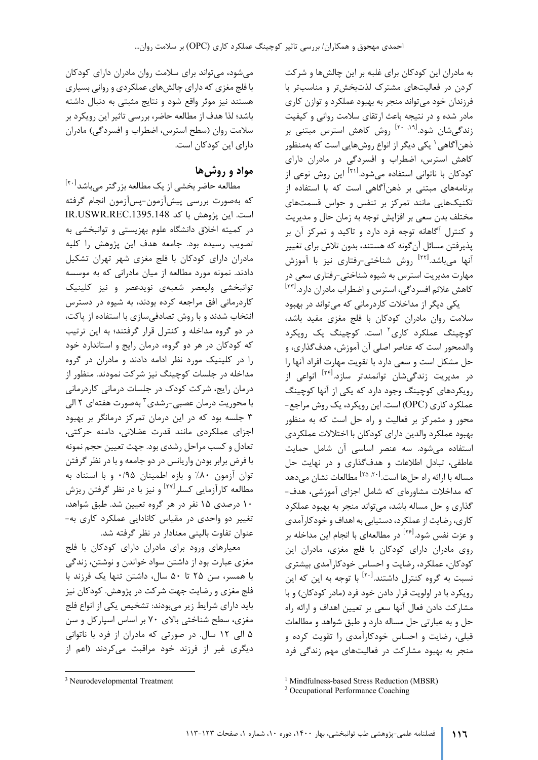به مادران این کودکان برای غلبه بر این چالش‌ها و شرکت کردن در فعالیت‌های مشترک لذت‌بخش‌تر و مناسب‌تر با فرزندان خود می‌تواند منجر به بهبود عملکرد و توازن کاری مادر شده و در نتیجه باعث ارتقای سلامت روانی و کیفیت زندگی‌شان شود.[19، 20] روش کاهش استرس مبتنی بر ذهن‌آگاهی[1] یکی دیگر از انواع روش‌هایی است که به‌منظور کاهش استرس، اضطراب و افسردگی در مادران دارای کودکان با ناتوانی استفاده می‌شود.[21] این روش نوعی از برنامه‌های مبتنی بر ذهن‌آگاهی است که با استفاده از تکنیک‌هایی مانند تمرکز بر تنفس و حواس قسمت‌های مختلف بدن سعی بر افزایش توجه به زمان حال و مدیریت و کنترل آگاهانه توجه فرد دارد و تاکید و تمرکز آن بر پذیرفتن مسائل آن‌گونه که هستند، بدون تلاش برای تغییر آنها می‌باشد.[22] روش شناختی-رفتاری نیز با آموزش مهارت مدیریت استرس به شیوه شناختی-رفتاری سعی در کاهش علائم افسردگی، استرس و اضطراب مادران دارد.[23]

یکی دیگر از مداخلات کاردرمانی که می‌تواند در بهبود سلامت روان مادران کودکان با فلج مغزی مفید باشد، کوچینگ عملکرد کاری[2] است. کوچینگ یک رویکرد والدمحور است که عناصر اصلی آن آموزش، هدف‌گذاری، و حل مشکل است و سعی دارد با تقویت مهارت افراد آنها را در مدیریت زندگی‌شان توانمندتر سازد.[24] انواعی از رویکردهای کوچینگ وجود دارد که یکی از آنها کوچینگ عملکرد کاری (OPC) است. این رویکرد، یک روش مراجع-محور و متمرکز بر فعالیت و راه حل است که به منظور بهبود عملکرد والدین دارای کودکان با اختلالات عملکردی استفاده می‌شود. سه عنصر اساسی آن شامل حمایت عاطفی، تبادل اطلاعات و هدف‌گذاری و در نهایت حل مساله با ارائه راه حل‌ها است.[20، 25] مطالعات نشان می‌دهد که مداخلات مشاوره‌ای که شامل اجزای آموزشی، هدف-گذاری و حل مساله باشد، می‌تواند منجر به بهبود عملکرد کاری، رضایت از عملکرد، دستیابی به اهداف و خودکارآمدی و عزت نفس شود.[26] در مطالعه‌ای با انجام این مداخله بر روی مادران دارای کودکان با فلج مغزی، مادران این کودکان، عملکرد، رضایت و احساس خودکارآمدی بیشتری نسبت به گروه کنترل داشتند.[20] با توجه به این که این رویکرد با در اولویت قرار دادن خود فرد (مادر کودکان) و با مشارکت دادن فعال آنها سعی بر تعیین اهداف و ارائه راه حل و به عبارتی حل مساله دارد و طبق شواهد و مطالعات قبلی، رضایت و احساس خودکارآمدی را تقویت کرده و منجر به بهبود مشارکت در فعالیت‌های مهم زندگی فرد می‌شود، می‌تواند برای سلامت روان مادران دارای کودکان با فلج مغزی که دارای چالش‌های عملکردی و روانی بسیاری هستند نیز موثر واقع شود و نتایج مثبتی به دنبال داشته باشد؛ لذا هدف از مطالعه حاضر، بررسی تاثیر این رویکرد بر سلامت روان (سطح استرس، اضطراب و افسردگی) مادران دارای این کودکان است.

## مواد و روش‌ها

مطالعه حاضر بخشی از یک مطالعه بزرگتر می‌باشد[20] که به‌صورت بررسی پیش‌آزمون-پس‌آزمون انجام گرفته است. این پژوهش با کد IR.USWR.REC.1395.148 در کمیته اخلاق دانشگاه علوم بهزیستی و توانبخشی به تصویب رسیده بود. جامعه هدف این پژوهش را کلیه مادران دارای کودکان با فلج مغزی شهر تهران تشکیل دادند. نمونه مورد مطالعه از میان مادرانی که به موسسه توانبخشی ولیعصر شعبه‌ی نویدعصر و نیز کلینیک کاردرمانی افق مراجعه کرده بودند، به شیوه در دسترس انتخاب شدند و با روش تصادفی‌سازی با استفاده از پاکت، در دو گروه مداخله و کنترل قرار گرفتند؛ به این ترتیب که کودکان در هر دو گروه، درمان رایج و استاندارد خود را در کلینیک مورد نظر ادامه دادند و مادران در گروه مداخله در جلسات کوچینگ نیز شرکت نمودند. منظور از درمان رایج، شرکت کودک در جلسات درمانی کاردرمانی با محوریت درمان عصبی-رشدی[3] به‌صورت هفته‌ای ۲ الی ۳ جلسه بود که در این درمان تمرکز درمانگر بر بهبود اجزای عملکردی مانند قدرت عضلانی، دامنه حرکتی، تعادل و کسب مراحل رشدی بود. جهت تعیین حجم نمونه با فرض برابر بودن واریانس در دو جامعه و با در نظر گرفتن توان آزمون ۸۰٪ و بازه اطمینان ۰/۹۵ و با استناد به مطالعه کارآزمایی کسلر[27] و نیز با در نظر گرفتن ریزش ۱۰ درصدی ۱۵ نفر در هر گروه تعیین شد. طبق شواهد، تغییر دو واحدی در مقیاس کانادایی عملکرد کاری به-عنوان تفاوت بالینی معنادار در نظر گرفته شد.

معیارهای ورود برای مادران دارای کودکان با فلج مغزی عبارت بود از داشتن سواد خواندن و نوشتن، زندگی با همسر، سن ۲۵ تا ۵۰ سال، داشتن تنها یک فرزند با فلج مغزی و رضایت جهت شرکت در پژوهش. کودکان نیز باید دارای شرایط زیر می‌بودند: تشخیص یکی از انواع فلج مغزی، سطح شناختی بالای ۷۰ بر اساس اسپارکل و سن ۵ الی ۱۲ سال. در صورتی که مادران از فرد با ناتوانی دیگری غیر از فرزند خود مراقبت می‌کردند (اعم از

---

[1] Mindfulness-based Stress Reduction (MBSR)

[2] Occupational Performance Coaching

[3] Neurodevelopmental Treatment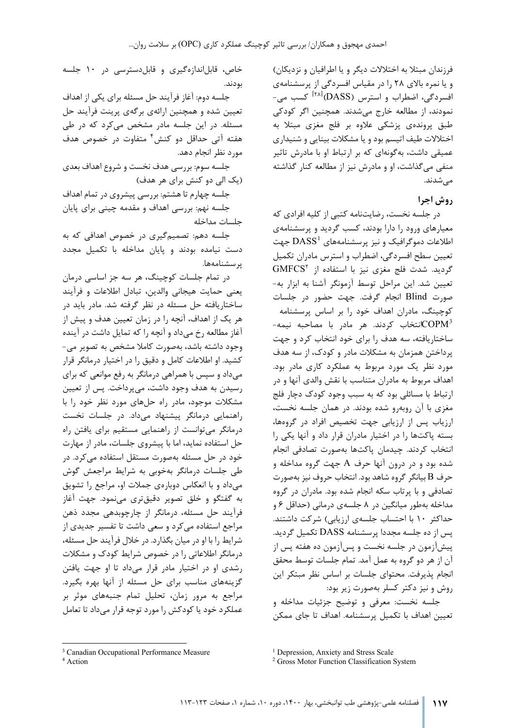فرزندان مبتلا به اختلالات دیگر و یا اطرافیان و نزدیکان) و یا نمره بالای ۲۸ را در مقیاس افسردگی از پرسشنامه‌ی افسردگی، اضطراب و استرس (DASS)[۲۸] کسب می‌نمودند، از مطالعه خارج می‌شدند. همچنین اگر کودکی طبق پرونده‌ی پزشکی علاوه بر فلج مغزی مبتلا به اختلالات طیف اتیسم بود و یا مشکلات بینایی و شنیداری عمیقی داشت، به‌گونه‌ای که بر ارتباط او با مادرش تاثیر منفی می‌گذاشت، او و مادرش نیز از مطالعه کنار گذاشته می‌شدند.

## روش اجرا

در جلسه نخست، رضایت‌نامه کتبی از کلیه افرادی که معیارهای ورود را دارا بودند، کسب گردید و پرسشنامه‌ی اطلاعات دموگرافیک و نیز پرسشنامه‌های DASS[1] جهت تعیین سطح افسردگی، اضطراب و استرس مادران تکمیل گردید. شدت فلج مغزی نیز با استفاده از GMFCS[2] تعیین شد. این مراحل توسط آزمونگر آشنا به ابزار به‌صورت Blind انجام گرفت. جهت حضور در جلسات کوچینگ، مادران اهداف خود را بر اساس پرسشنامه COPM[3]انتخاب کردند. هر مادر با مصاحبه نیمه‌ساختاریافته، سه هدف را برای خود انتخاب کرد و جهت پرداختن همزمان به مشکلات مادر و کودک، از سه هدف مورد نظر یک مورد مربوط به عملکرد کاری مادر بود. اهداف مربوط به مادران متناسب با نقش والدی آنها و در ارتباط با مسائلی بود که به سبب وجود کودک دچار فلج مغزی با آن روبه‌رو شده بودند. در همان جلسه نخست، ارزیاب پس از ارزیابی جهت تخصیص افراد در گروه‌ها، بسته پاکت‌ها را در اختیار مادران قرار داد و آنها یکی را انتخاب کردند. چیدمان پاکت‌ها به‌صورت تصادفی انجام شده بود و در درون آنها حرف A جهت گروه مداخله و حرف B بیانگر گروه شاهد بود. انتخاب حروف نیز به‌صورت تصادفی و با پرتاب سکه انجام شده بود. مادران در گروه مداخله به‌طور میانگین در ۸ جلسه‌ی درمانی (حداقل ۶ و حداکثر ۱۰ با احتساب جلسه‌ی ارزیابی) شرکت داشتند. پس از ده جلسه مجددا پرسشنامه DASS تکمیل گردید. پیش‌آزمون در جلسه نخست و پس‌آزمون ده هفته پس از آن از هر دو گروه به عمل آمد. تمام جلسات توسط محقق انجام پذیرفت. محتوای جلسات بر اساس نظر مبتکر این روش و نیز دکتر کسلر به‌صورت زیر بود:

جلسه نخست: معرفی و توضیح جزئیات مداخله و تعیین اهداف با تکمیل پرسشنامه. اهداف تا جای ممکن خاص، قابل‌اندازه‌گیری و قابل‌دسترسی در ۱۰ جلسه بودند.

جلسه دوم: آغاز فرآیند حل مسئله برای یکی از اهداف تعیین شده و همچنین ارائه‌ی برگه‌ی پرینت فرآیند حل مسئله. در این جلسه مادر مشخص می‌کرد که در طی هفته آتی حداقل دو کنش[4] متفاوت در خصوص هدف مورد نظر انجام دهد.

جلسه سوم: بررسی هدف نخست و شروع اهداف بعدی (یک الی دو کنش برای هر هدف)

جلسه چهارم تا هشتم: بررسی پیشروی در تمام اهداف

جلسه نهم: بررسی اهداف و مقدمه چینی برای پایان جلسات مداخله

جلسه دهم: تصمیم‌گیری در خصوص اهدافی که به دست نیامده بودند و پایان مداخله با تکمیل مجدد پرسشنامه‌ها.

در تمام جلسات کوچینگ، هر سه جز اساسی درمان یعنی حمایت هیجانی والدین، تبادل اطلاعات و فرآیند ساختاریافته حل مسئله در نظر گرفته شد. مادر باید در هر یک از اهداف، آنچه را در زمان تعیین هدف و پیش از آغاز مطالعه رخ می‌داد و آنچه را که تمایل داشت در آینده وجود داشته باشد، به‌صورت کاملا مشخص به تصویر می‌کشید. او اطلاعات کامل و دقیق را در اختیار درمانگر قرار می‌داد و سپس با همراهی درمانگر به رفع موانعی که برای رسیدن به هدف وجود داشت، می‌پرداخت. پس از تعیین مشکلات موجود، مادر راه حل‌های مورد نظر خود را با راهنمایی درمانگر پیشنهاد می‌داد. در جلسات نخست درمانگر می‌توانست از راهنمایی مستقیم برای یافتن راه حل استفاده نماید، اما با پیشروی جلسات، مادر از مهارت خود در حل مسئله به‌صورت مستقل استفاده می‌کرد. در طی جلسات درمانگر به‌خوبی به شرایط مراجعش گوش می‌داد و با انعکاس دوباره‌ی جملات او، مراجع را تشویق به گفتگو و خلق تصویر دقیق‌تری می‌نمود. جهت آغاز فرآیند حل مسئله، درمانگر از چارچوبدهی مجدد ذهن مراجع استفاده می‌کرد و سعی داشت تا تفسیر جدیدی از شرایط را با او در میان بگذارد. در خلال فرآیند حل مسئله، درمانگر اطلاعاتی را در خصوص شرایط کودک و مشکلات رشدی او در اختیار مادر قرار می‌داد تا او جهت یافتن گزینه‌های مناسب برای حل مسئله از آنها بهره بگیرد. مراجع به مرور زمان، تحلیل تمام جنبه‌های موثر بر عملکرد خود یا کودکش را مورد توجه قرار می‌داد تا تعامل

---

[1] Depression, Anxiety and Stress Scale

[2] Gross Motor Function Classification System

[3] Canadian Occupational Performance Measure

[4] Action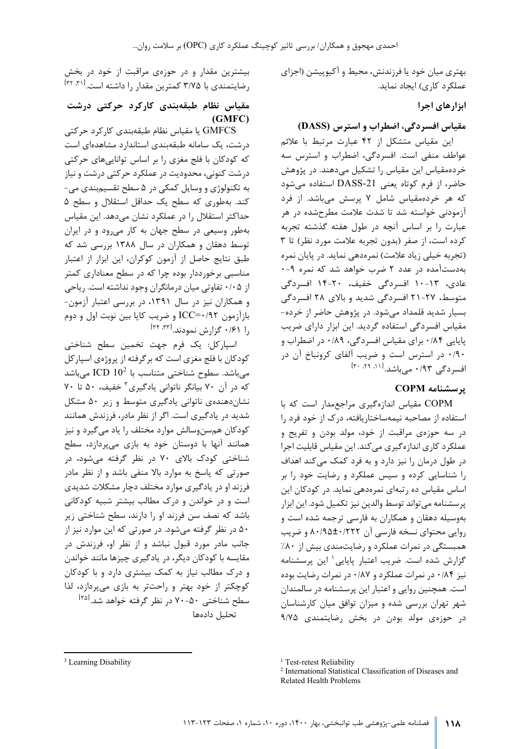بهتری میان خود یا فرزندش، محیط و آکیوپیشن (اجزای عملکرد کاری) ایجاد نماید.

## ابزارهای اجرا

### مقیاس افسردگی، اضطراب و استرس (DASS)

این مقیاس متشکل از ۴۲ عبارت مرتبط با علائم عواطف منفی است. افسردگی، اضطراب و استرس سه خرده‌مقیاس این مقیاس را تشکیل می‌دهند. در پژوهش حاضر، از فرم کوتاه یعنی DASS-21 استفاده می‌شود که هر خرده‌مقیاس شامل ۷ پرسش می‌باشد. از فرد آزمودنی خواسته شد تا شدت علامت مطرح‌شده در هر عبارت را بر اساس آنچه در طول هفته گذشته تجربه کرده است، از صفر (بدون تجربه علامت مورد نظر) تا ۳ (تجربه خیلی زیاد علامت) نمره‌دهی نماید. در پایان نمره به‌دست‌آمده در عدد ۲ ضرب خواهد شد که نمره ۹-۰ عادی، ۱۳-۱۰ افسردگی خفیف، ۲۰-۱۴ افسردگی متوسط، ۲۷-۲۱ افسردگی شدید و بالای ۲۸ افسردگی بسیار شدید قلمداد می‌شود. در پژوهش حاضر از خرده-مقیاس افسردگی استفاده گردید. این ابزار دارای ضریب پایایی ۰/۸۴ برای مقیاس افسردگی، ۰/۸۹ در اضطراب و ۰/۹۰ در استرس است و ضریب آلفای کرونباخ آن در افسردگی ۰/۹۳ می‌باشد.[۱۱، ۲۹، ۳۰]

### پرسشنامه COPM

COPM مقیاس اندازه‌گیری مراجع‌مدار است که با استفاده از مصاحبه نیمه‌ساختاریافته، درک از خود فرد را در سه حوزه‌ی مراقبت از خود، مولد بودن و تفریح و عملکرد کاری اندازه‌گیری می‌کند. این مقیاس قابلیت اجرا در طول درمان را نیز دارد و به فرد کمک می‌کند اهداف را شناسایی کرده و سپس عملکرد و رضایت خود را بر اساس مقیاس ده رتبه‌ای نمره‌دهی نماید. در کودکان این پرسشنامه می‌تواند توسط والدین نیز تکمیل شود. این ابزار به‌وسیله دهقان و همکاران به فارسی ترجمه شده است و روایی محتوای نسخه فارسی آن ۰/۲۲۲±۸۰/۹۵ و ضریب همبستگی در نمرات عملکرد و رضایت‌مندی بیش از ۸۰٪ گزارش شده است. ضریب اعتبار پایایی[۱] این پرسشنامه نیز ۰/۸۴ در نمرات عملکرد و ۰/۸۷ در نمرات رضایت بوده است. همچنین روایی و اعتبار این پرسشنامه در سالمندان شهر تهران بررسی شده و میزان توافق میان کارشناسان در حوزه‌ی مولد بودن در بخش رضایتمندی ۹/۷۵ بیشترین مقدار و در حوزه‌ی مراقبت از خود در بخش رضایتمندی با ۳/۷۵ کمترین مقدار را داشته است.[۳۱، ۳۲]

### مقیاس نظام طبقه‌بندی کارکرد حرکتی درشت (GMFC)

GMFCS یا مقیاس نظام طبقه‌بندی کارکرد حرکتی درشت، یک سامانه طبقه‌بندی استاندارد مشاهده‌ای است که کودکان با فلج مغزی را بر اساس توانایی‌های حرکتی درشت کنونی، محدودیت در عملکرد حرکتی درشت و نیاز به تکنولوژی و وسایل کمکی در ۵ سطح تقسیم‌بندی می-کند. به‌طوری که سطح یک حداقل استقلال و سطح ۵ حداکثر استقلال را در عملکرد نشان می‌دهد. این مقیاس به‌طور وسیعی در سطح جهان به کار می‌رود و در ایران توسط دهقان و همکاران در سال ۱۳۸۸ بررسی شد که طبق نتایج حاصل از آزمون کوکران، این ابزار از اعتبار مناسبی برخوردار بوده چرا که در سطح معناداری کمتر از ۰/۰۵ تفاوتی میان درمانگران وجود نداشته است. ریاحی و همکاران نیز در سال ۱۳۹۱، در بررسی اعتبار آزمون-بازآزمون ICC=۰/۹۲ و ضریب کاپا بین نوبت اول و دوم را ۰/۶۱ گزارش نمودند.[۳۳، ۳۴]

اسپارکل: یک فرم جهت تخمین سطح شناختی کودکان با فلج مغزی است که برگرفته از پروژه‌ی اسپارکل می‌باشد. سطوح شناختی متناسب با ICD 10[2] می‌باشد که در آن ۷۰ بیانگر ناتوانی یادگیری[۳] خفیف، ۵۰ تا ۷۰ نشان‌دهنده‌ی ناتوانی یادگیری متوسط و زیر ۵۰ مشکل شدید در یادگیری است. اگر از نظر مادر، فرزندش همانند کودکان هم‌سن‌وسالش موارد مختلف را یاد می‌گیرد و نیز همانند آنها با دوستان خود به بازی می‌پردازد، سطح شناختی کودک بالای ۷۰ در نظر گرفته می‌شود، در صورتی که پاسخ به موارد بالا منفی باشد و از نظر مادر فرزند او در یادگیری موارد مختلف دچار مشکلات شدیدی است و در خواندن و درک مطالب بیشتر شبیه کودکانی باشد که نصف سن فرزند او را دارند، سطح شناختی زیر ۵۰ در نظر گرفته می‌شود. در صورتی که این موارد نیز از جانب مادر مورد قبول نباشد و از نظر او، فرزندش در مقایسه با کودکان دیگر، در یادگیری چیزها مانند خواندن و درک مطالب نیاز به کمک بیشتری دارد و با کودکان کوچکتر از خود بهتر و راحت‌تر به بازی می‌پردازد، لذا سطح شناختی ۵۰-۷۰ در نظر گرفته خواهد شد.[۳۵]

تحلیل داده‌ها

---

[1] Test-retest Reliability

[2] International Statistical Classification of Diseases and Related Health Problems

[3] Learning Disability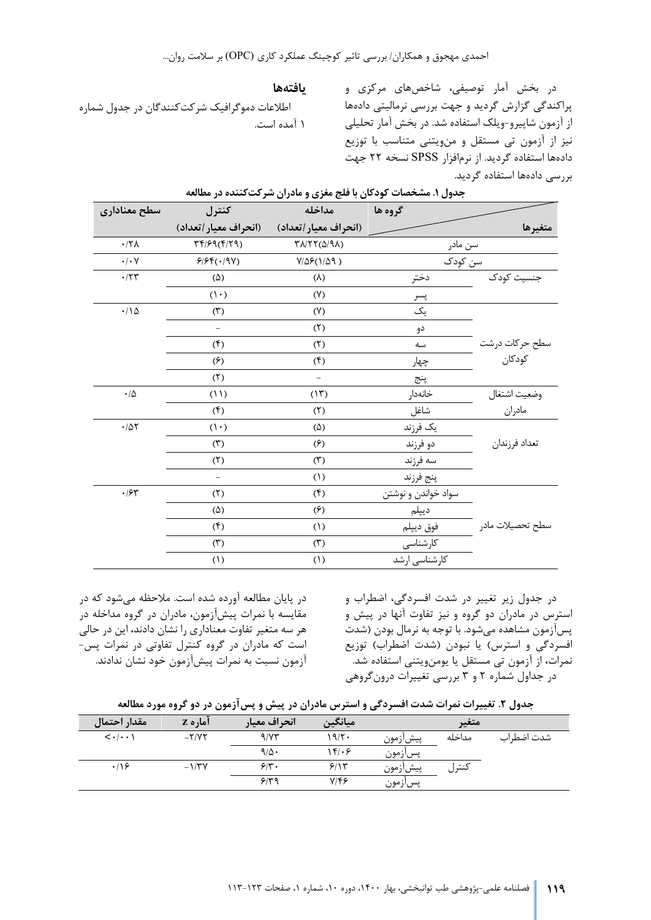در بخش آمار توصیفی، شاخص‌های مرکزی و پراکندگی گزارش گردید و جهت بررسی نرمالیتی داده‌ها از آزمون شاپیرو-ویلک استفاده شد. در بخش آمار تحلیلی نیز از آزمون تی مستقل و من‌ویتنی متناسب با توزیع داده‌ها استفاده گردید. از نرم‌افزار SPSS نسخه ۲۲ جهت بررسی داده‌ها استفاده گردید.

## یافته‌ها

اطلاعات دموگرافیک شرکت‌کنندگان در جدول شماره ۱ آمده است.

**جدول ۱. مشخصات کودکان با فلج مغزی و مادران شرکت‌کننده در مطالعه**

| متغیرها | گروه ها | مداخله (انحراف معیار/تعداد) | کنترل (انحراف معیار/تعداد) | سطح معناداری |
|---|---|---|---|---|
| سن مادر | | ۳۸/۲۲(۵/۹۸) | ۳۴/۶۹(۴/۲۹) | ۰/۲۸ |
| سن کودک | | ۷/۵۶(۱/۵۹) | ۶/۶۴(۰/۹۷) | ۰/۰۷ |
| جنسیت کودک | دختر | (۸) | (۵) | ۰/۲۳ |
| | پسر | (۷) | (۱۰) | |
| سطح حرکات درشت کودکان | یک | (۷) | (۳) | ۰/۱۵ |
| | دو | (۲) | - | |
| | سه | (۲) | (۴) | |
| | چهار | (۴) | (۶) | |
| | پنج | - | (۲) | |
| وضعیت اشتغال مادران | خانه‌دار | (۱۳) | (۱۱) | ۰/۵ |
| | شاغل | (۲) | (۴) | |
| تعداد فرزندان | یک فرزند | (۵) | (۱۰) | ۰/۵۲ |
| | دو فرزند | (۶) | (۳) | |
| | سه فرزند | (۳) | (۲) | |
| | پنج فرزند | (۱) | - | |
| سطح تحصیلات مادر | سواد خواندن و نوشتن | (۴) | (۲) | ۰/۶۳ |
| | دیپلم | (۶) | (۵) | |
| | فوق دیپلم | (۱) | (۴) | |
| | کارشناسی | (۳) | (۳) | |
| | کارشناسی ارشد | (۱) | (۱) | |

در جدول زیر تغییر در شدت افسردگی، اضطراب و استرس در مادران دو گروه و نیز تفاوت آنها در پیش و پس‌آزمون مشاهده می‌شود. با توجه به نرمال بودن (شدت افسردگی و استرس) یا نبودن (شدت اضطراب) توزیع نمرات، از آزمون تی مستقل یا یومن‌ویتنی استفاده شد. در جداول شماره ۲ و ۳ بررسی تغییرات درون‌گروهی در پایان مطالعه آورده شده است. ملاحظه می‌شود که در مقایسه با نمرات پیش‌آزمون، مادران در گروه مداخله در هر سه متغیر تفاوت معناداری را نشان دادند، این در حالی است که مادران در گروه کنترل تفاوتی در نمرات پس‌آزمون نسبت به نمرات پیش‌آزمون خود نشان ندادند.

**جدول ۲. تغییرات نمرات شدت افسردگی و استرس مادران در پیش و پس‌آزمون در دو گروه مورد مطالعه**

| متغیر | | | میانگین | انحراف معیار | آماره z | مقدار احتمال |
|---|---|---|---|---|---|---|
| شدت اضطراب | مداخله | پیش‌آزمون | ۱۹/۲۰ | ۹/۷۳ | -۲/۷۲ | <۰/۰۰۱ |
| | | پس‌آزمون | ۱۴/۰۶ | ۹/۵۰ | | |
| | کنترل | پیش‌آزمون | ۶/۱۳ | ۶/۳۰ | -۱/۳۷ | ۰/۱۶ |
| | | پس‌آزمون | ۷/۴۶ | ۶/۳۹ | | |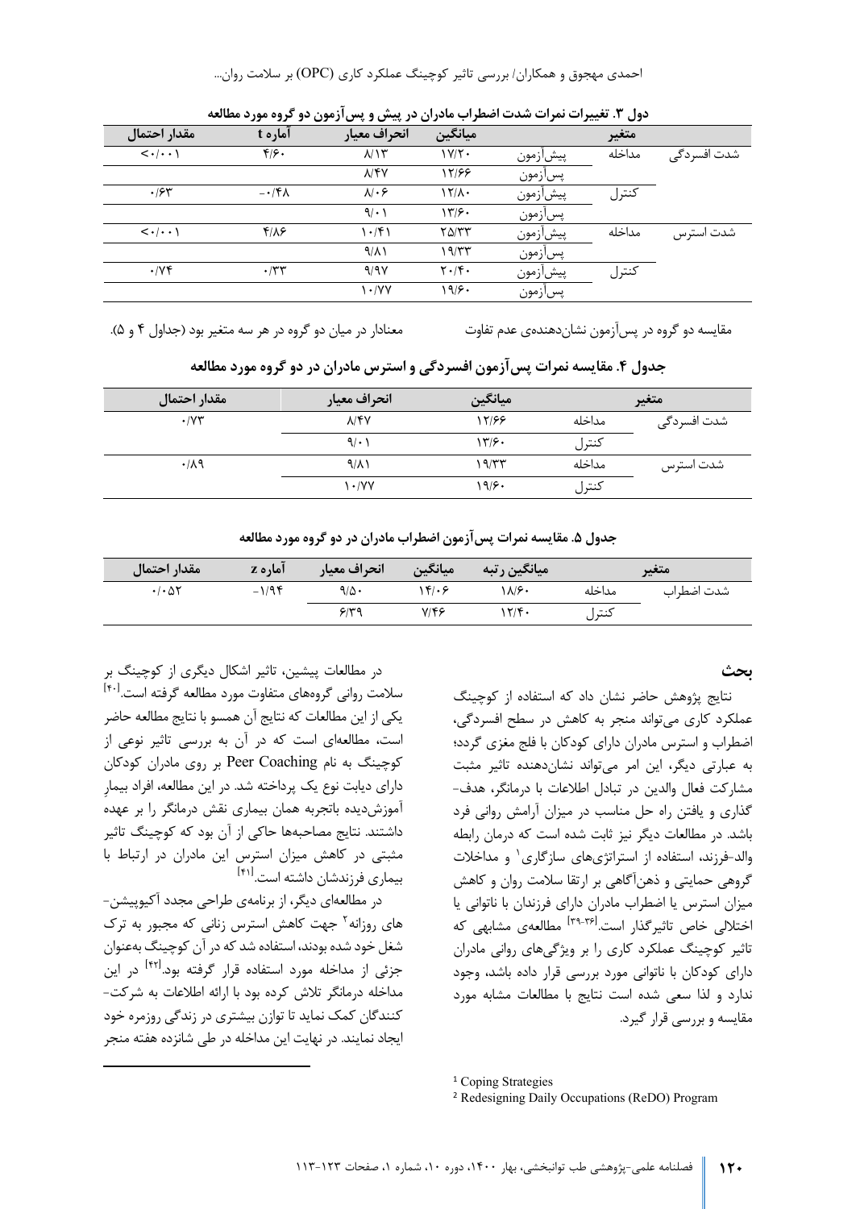جدول ۳. تغییرات نمرات شدت اضطراب مادران در پیش و پس‌آزمون دو گروه مورد مطالعه

| متغیر | | | میانگین | انحراف معیار | آماره t | مقدار احتمال |
|---|---|---|---|---|---|---|
| شدت افسردگی | مداخله | پیش‌آزمون | ۱۷/۲۰ | ۸/۱۳ | ۴/۶۰ | <۰/۰۰۱ |
| | | پس‌آزمون | ۱۲/۶۶ | ۸/۴۷ | | |
| | کنترل | پیش‌آزمون | ۱۲/۸۰ | ۸/۰۶ | -۰/۴۸ | ۰/۶۳ |
| | | پس‌آزمون | ۱۳/۶۰ | ۹/۰۱ | | |
| شدت استرس | مداخله | پیش‌آزمون | ۲۵/۳۳ | ۱۰/۴۱ | ۴/۸۶ | <۰/۰۰۱ |
| | | پس‌آزمون | ۱۹/۳۳ | ۹/۸۱ | | |
| | کنترل | پیش‌آزمون | ۲۰/۴۰ | ۹/۹۷ | ۰/۳۳ | ۰/۷۴ |
| | | پس‌آزمون | ۱۹/۶۰ | ۱۰/۷۷ | | |

مقایسه دو گروه در پس‌آزمون نشان‌دهنده‌ی عدم تفاوت معنادار در میان دو گروه در هر سه متغیر بود (جداول ۴ و ۵).

جدول ۴. مقایسه نمرات پس‌آزمون افسردگی و استرس مادران در دو گروه مورد مطالعه

| متغیر | | میانگین | انحراف معیار | مقدار احتمال |
|---|---|---|---|---|
| شدت افسردگی | مداخله | ۱۲/۶۶ | ۸/۴۷ | ۰/۷۳ |
| | کنترل | ۱۳/۶۰ | ۹/۰۱ | |
| شدت استرس | مداخله | ۱۹/۳۳ | ۹/۸۱ | ۰/۸۹ |
| | کنترل | ۱۹/۶۰ | ۱۰/۷۷ | |

جدول ۵. مقایسه نمرات پس‌آزمون اضطراب مادران در دو گروه مورد مطالعه

| متغیر | | میانگین رتبه | میانگین | انحراف معیار | آماره z | مقدار احتمال |
|---|---|---|---|---|---|---|
| شدت اضطراب | مداخله | ۱۸/۶۰ | ۱۴/۰۶ | ۹/۵۰ | -۱/۹۴ | ۰/۰۵۲ |
| | کنترل | ۱۲/۴۰ | ۷/۴۶ | ۶/۳۹ | | |

## بحث

نتایج پژوهش حاضر نشان داد که استفاده از کوچینگ عملکرد کاری می‌تواند منجر به کاهش در سطح افسردگی، اضطراب و استرس مادران دارای کودکان با فلج مغزی گردد؛ به عبارتی دیگر، این امر می‌تواند نشان‌دهنده تاثیر مثبت مشارکت فعال والدین در تبادل اطلاعات با درمانگر، هدف‌گذاری و یافتن راه حل مناسب در میزان آرامش روانی فرد باشد. در مطالعات دیگر نیز ثابت شده است که درمان رابطه والد-فرزند، استفاده از استراتژی‌های سازگاری[1] و مداخلات گروهی حمایتی و ذهن‌آگاهی بر ارتقا سلامت روان و کاهش میزان استرس یا اضطراب مادران دارای فرزندان با ناتوانی یا اختلالی خاص تاثیرگذار است.[36-39] مطالعه‌ی مشابهی که تاثیر کوچینگ عملکرد کاری را بر ویژگی‌های روانی مادران دارای کودکان با ناتوانی مورد بررسی قرار داده باشد، وجود ندارد و لذا سعی شده است نتایج با مطالعات مشابه مورد مقایسه و بررسی قرار گیرد.

در مطالعات پیشین، تاثیر اشکال دیگری از کوچینگ بر سلامت روانی گروه‌های متفاوت مورد مطالعه گرفته است.[40] یکی از این مطالعات که نتایج آن همسو با نتایج مطالعه حاضر است، مطالعه‌ای است که در آن به بررسی تاثیر نوعی از کوچینگ به نام Peer Coaching بر روی مادران کودکان دارای دیابت نوع یک پرداخته شد. در این مطالعه، افراد بیمارِ آموزش‌دیده باتجربه همان بیماری نقش درمانگر را بر عهده داشتند. نتایج مصاحبه‌ها حاکی از آن بود که کوچینگ تاثیر مثبتی در کاهش میزان استرس این مادران در ارتباط با بیماری فرزندشان داشته است.[41]

در مطالعه‌ای دیگر، از برنامه‌ی طراحی مجدد آکیوپیشن-های روزانه[2] جهت کاهش استرس زنانی که مجبور به ترک شغل خود شده بودند، استفاده شد که در آن کوچینگ به‌عنوان جزئی از مداخله مورد استفاده قرار گرفته بود.[42] در این مداخله درمانگر تلاش کرده بود با ارائه اطلاعات به شرکت-کنندگان کمک نماید تا توازن بیشتری در زندگی روزمره خود ایجاد نمایند. در نهایت این مداخله در طی شانزده هفته منجر

---

[1] Coping Strategies

[2] Redesigning Daily Occupations (ReDO) Program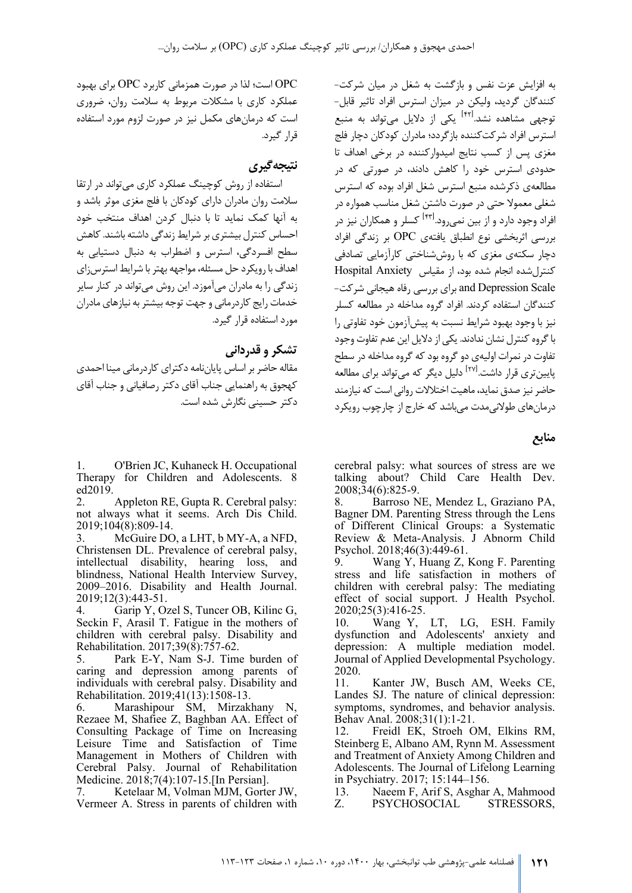به افزایش عزت نفس و بازگشت به شغل در میان شرکت‌کنندگان گردید، ولیکن در میزان استرس افراد تاثیر قابل‌توجهی مشاهده نشد.[۴۲] یکی از دلایل می‌تواند به منبع استرس افراد شرکت‌کننده بازگردد؛ مادران کودکان دچار فلج مغزی پس از کسب نتایج امیدوارکننده در برخی اهداف تا حدودی استرس خود را کاهش دادند، در صورتی که در مطالعه‌ی ذکرشده منبع استرس شغل افراد بوده که استرس شغلی معمولا حتی در صورت داشتن شغل مناسب همواره در افراد وجود دارد و از بین نمی‌رود.[۴۳] کسلر و همکاران نیز در بررسی اثربخشی نوع انطباق یافته‌ی OPC بر زندگی افراد دچار سکته‌ی مغزی که با روش‌شناختی کارآزمایی تصادفی کنترل‌شده انجام شده بود، از مقیاس Hospital Anxiety and Depression Scale برای بررسی رفاه هیجانی شرکت‌کنندگان استفاده کردند. افراد گروه مداخله در مطالعه کسلر نیز با وجود بهبود شرایط نسبت به پیش‌آزمون خود تفاوتی را با گروه کنترل نشان ندادند. یکی از دلایل این عدم تفاوت وجود تفاوت در نمرات اولیه‌ی دو گروه بود که گروه مداخله در سطح پایین‌تری قرار داشت.[۲۷] دلیل دیگر که می‌تواند برای مطالعه حاضر نیز صدق نماید، ماهیت اختلالات روانی است که نیازمند درمان‌های طولانی‌مدت می‌باشد که خارج از چارچوب رویکرد OPC است؛ لذا در صورت همزمانی کاربرد OPC برای بهبود عملکرد کاری با مشکلات مربوط به سلامت روان، ضروری است که درمان‌های مکمل نیز در صورت لزوم مورد استفاده قرار گیرد.

## نتیجه‌گیری

استفاده از روش کوچینگ عملکرد کاری می‌تواند در ارتقا سلامت روان مادران دارای کودکان با فلج مغزی موثر باشد و به آنها کمک نماید تا با دنبال کردن اهداف منتخب خود احساس کنترل بیشتری بر شرایط زندگی داشته باشند. کاهش سطح افسردگی، استرس و اضطراب به دنبال دستیابی به اهداف با رویکرد حل مسئله، مواجهه بهتر با شرایط استرس‌زای زندگی را به مادران می‌آموزد. این روش می‌تواند در کنار سایر خدمات رایج کاردرمانی و جهت توجه بیشتر به نیازهای مادران مورد استفاده قرار گیرد.

## تشکر و قدردانی

مقاله حاضر بر اساس پایان‌نامه دکترای کاردرمانی مینا احمدی کهجوق به راهنمایی جناب آقای دکتر رصافیانی و جناب آقای دکتر حسینی نگارش شده است.

## منابع

1. O'Brien JC, Kuhaneck H. Occupational Therapy for Children and Adolescents. 8 ed2019.
2. Appleton RE, Gupta R. Cerebral palsy: not always what it seems. Arch Dis Child. 2019;104(8):809-14.
3. McGuire DO, a LHT, b MY-A, a NFD, Christensen DL. Prevalence of cerebral palsy, intellectual disability, hearing loss, and blindness, National Health Interview Survey, 2009–2016. Disability and Health Journal. 2019;12(3):443-51.
4. Garip Y, Ozel S, Tuncer OB, Kilinc G, Seckin F, Arasil T. Fatigue in the mothers of children with cerebral palsy. Disability and Rehabilitation. 2017;39(8):757-62.
5. Park E-Y, Nam S-J. Time burden of caring and depression among parents of individuals with cerebral palsy. Disability and Rehabilitation. 2019;41(13):1508-13.
6. Marashipour SM, Mirzakhany N, Rezaee M, Shafiee Z, Baghban AA. Effect of Consulting Package of Time on Increasing Leisure Time and Satisfaction of Time Management in Mothers of Children with Cerebral Palsy. Journal of Rehabilitation Medicine. 2018;7(4):107-15.[In Persian].
7. Ketelaar M, Volman MJM, Gorter JW, Vermeer A. Stress in parents of children with cerebral palsy: what sources of stress are we talking about? Child Care Health Dev. 2008;34(6):825-9.
8. Barroso NE, Mendez L, Graziano PA, Bagner DM. Parenting Stress through the Lens of Different Clinical Groups: a Systematic Review & Meta-Analysis. J Abnorm Child Psychol. 2018;46(3):449-61.
9. Wang Y, Huang Z, Kong F. Parenting stress and life satisfaction in mothers of children with cerebral palsy: The mediating effect of social support. J Health Psychol. 2020;25(3):416-25.
10. Wang Y, LT, LG, ESH. Family dysfunction and Adolescents' anxiety and depression: A multiple mediation model. Journal of Applied Developmental Psychology. 2020.
11. Kanter JW, Busch AM, Weeks CE, Landes SJ. The nature of clinical depression: symptoms, syndromes, and behavior analysis. Behav Anal. 2008;31(1):1-21.
12. Freidl EK, Stroeh OM, Elkins RM, Steinberg E, Albano AM, Rynn M. Assessment and Treatment of Anxiety Among Children and Adolescents. The Journal of Lifelong Learning in Psychiatry. 2017; 15:144–156.
13. Naeem F, Arif S, Asghar A, Mahmood Z. PSYCHOSOCIAL STRESSORS,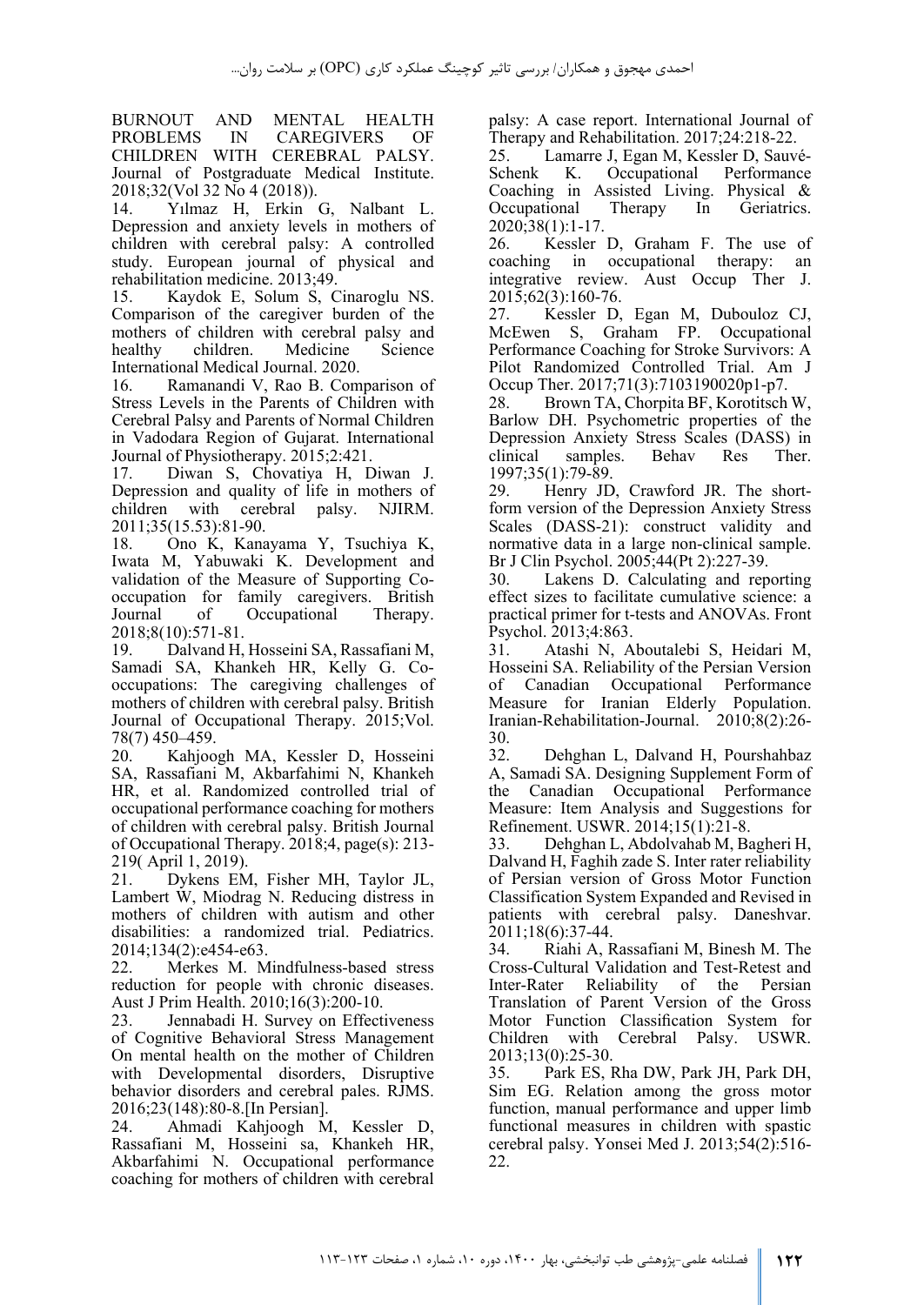BURNOUT AND MENTAL HEALTH PROBLEMS IN CAREGIVERS OF CHILDREN WITH CEREBRAL PALSY. Journal of Postgraduate Medical Institute. 2018;32(Vol 32 No 4 (2018)).

14. Yılmaz H, Erkin G, Nalbant L. Depression and anxiety levels in mothers of children with cerebral palsy: A controlled study. European journal of physical and rehabilitation medicine. 2013;49.

15. Kaydok E, Solum S, Cinaroglu NS. Comparison of the caregiver burden of the mothers of children with cerebral palsy and healthy children. Medicine Science International Medical Journal. 2020.

16. Ramanandi V, Rao B. Comparison of Stress Levels in the Parents of Children with Cerebral Palsy and Parents of Normal Children in Vadodara Region of Gujarat. International Journal of Physiotherapy. 2015;2:421.

17. Diwan S, Chovatiya H, Diwan J. Depression and quality of life in mothers of children with cerebral palsy. NJIRM. 2011;35(15.53):81-90.

18. Ono K, Kanayama Y, Tsuchiya K, Iwata M, Yabuwaki K. Development and validation of the Measure of Supporting Co-occupation for family caregivers. British Journal of Occupational Therapy. 2018;8(10):571-81.

19. Dalvand H, Hosseini SA, Rassafiani M, Samadi SA, Khankeh HR, Kelly G. Co-occupations: The caregiving challenges of mothers of children with cerebral palsy. British Journal of Occupational Therapy. 2015;Vol. 78(7) 450–459.

20. Kahjoogh MA, Kessler D, Hosseini SA, Rassafiani M, Akbarfahimi N, Khankeh HR, et al. Randomized controlled trial of occupational performance coaching for mothers of children with cerebral palsy. British Journal of Occupational Therapy. 2018;4, page(s): 213-219( April 1, 2019).

21. Dykens EM, Fisher MH, Taylor JL, Lambert W, Miodrag N. Reducing distress in mothers of children with autism and other disabilities: a randomized trial. Pediatrics. 2014;134(2):e454-e63.

22. Merkes M. Mindfulness-based stress reduction for people with chronic diseases. Aust J Prim Health. 2010;16(3):200-10.

23. Jennabadi H. Survey on Effectiveness of Cognitive Behavioral Stress Management On mental health on the mother of Children with Developmental disorders, Disruptive behavior disorders and cerebral pales. RJMS. 2016;23(148):80-8.[In Persian].

24. Ahmadi Kahjoogh M, Kessler D, Rassafiani M, Hosseini sa, Khankeh HR, Akbarfahimi N. Occupational performance coaching for mothers of children with cerebral palsy: A case report. International Journal of Therapy and Rehabilitation. 2017;24:218-22.

25. Lamarre J, Egan M, Kessler D, Sauvé-Schenk K. Occupational Performance Coaching in Assisted Living. Physical & Occupational Therapy In Geriatrics. 2020;38(1):1-17.

26. Kessler D, Graham F. The use of coaching in occupational therapy: an integrative review. Aust Occup Ther J. 2015;62(3):160-76.

27. Kessler D, Egan M, Dubouloz CJ, McEwen S, Graham FP. Occupational Performance Coaching for Stroke Survivors: A Pilot Randomized Controlled Trial. Am J Occup Ther. 2017;71(3):7103190020p1-p7.

28. Brown TA, Chorpita BF, Korotitsch W, Barlow DH. Psychometric properties of the Depression Anxiety Stress Scales (DASS) in clinical samples. Behav Res Ther. 1997;35(1):79-89.

29. Henry JD, Crawford JR. The short-form version of the Depression Anxiety Stress Scales (DASS-21): construct validity and normative data in a large non-clinical sample. Br J Clin Psychol. 2005;44(Pt 2):227-39.

30. Lakens D. Calculating and reporting effect sizes to facilitate cumulative science: a practical primer for t-tests and ANOVAs. Front Psychol. 2013;4:863.

31. Atashi N, Aboutalebi S, Heidari M, Hosseini SA. Reliability of the Persian Version of Canadian Occupational Performance Measure for Iranian Elderly Population. Iranian-Rehabilitation-Journal. 2010;8(2):26-30.

32. Dehghan L, Dalvand H, Pourshahbaz A, Samadi SA. Designing Supplement Form of the Canadian Occupational Performance Measure: Item Analysis and Suggestions for Refinement. USWR. 2014;15(1):21-8.

33. Dehghan L, Abdolvahab M, Bagheri H, Dalvand H, Faghih zade S. Inter rater reliability of Persian version of Gross Motor Function Classification System Expanded and Revised in patients with cerebral palsy. Daneshvar. 2011;18(6):37-44.

34. Riahi A, Rassafiani M, Binesh M. The Cross-Cultural Validation and Test-Retest and Inter-Rater Reliability of the Persian Translation of Parent Version of the Gross Motor Function Classification System for Children with Cerebral Palsy. USWR. 2013;13(0):25-30.

35. Park ES, Rha DW, Park JH, Park DH, Sim EG. Relation among the gross motor function, manual performance and upper limb functional measures in children with spastic cerebral palsy. Yonsei Med J. 2013;54(2):516-22.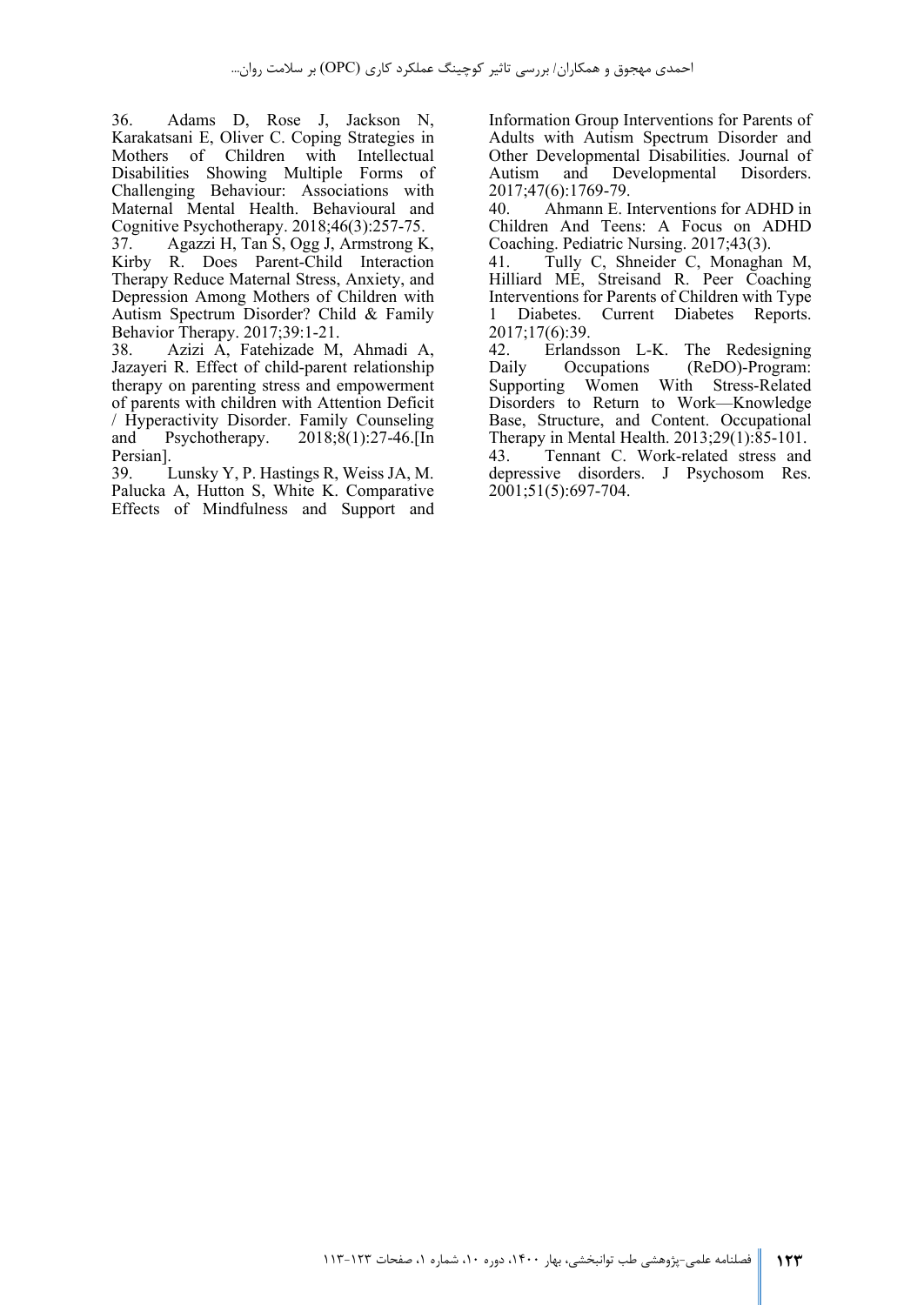36. Adams D, Rose J, Jackson N, Karakatsani E, Oliver C. Coping Strategies in Mothers of Children with Intellectual Disabilities Showing Multiple Forms of Challenging Behaviour: Associations with Maternal Mental Health. Behavioural and Cognitive Psychotherapy. 2018;46(3):257-75.

37. Agazzi H, Tan S, Ogg J, Armstrong K, Kirby R. Does Parent-Child Interaction Therapy Reduce Maternal Stress, Anxiety, and Depression Among Mothers of Children with Autism Spectrum Disorder? Child & Family Behavior Therapy. 2017;39:1-21.

38. Azizi A, Fatehizade M, Ahmadi A, Jazayeri R. Effect of child-parent relationship therapy on parenting stress and empowerment of parents with children with Attention Deficit / Hyperactivity Disorder. Family Counseling and Psychotherapy. 2018;8(1):27-46.[In Persian].

39. Lunsky Y, P. Hastings R, Weiss JA, M. Palucka A, Hutton S, White K. Comparative Effects of Mindfulness and Support and Information Group Interventions for Parents of Adults with Autism Spectrum Disorder and Other Developmental Disabilities. Journal of Autism and Developmental Disorders. 2017;47(6):1769-79.

40. Ahmann E. Interventions for ADHD in Children And Teens: A Focus on ADHD Coaching. Pediatric Nursing. 2017;43(3).

41. Tully C, Shneider C, Monaghan M, Hilliard ME, Streisand R. Peer Coaching Interventions for Parents of Children with Type 1 Diabetes. Current Diabetes Reports. 2017;17(6):39.

42. Erlandsson L-K. The Redesigning Daily Occupations (ReDO)-Program: Supporting Women With Stress-Related Disorders to Return to Work—Knowledge Base, Structure, and Content. Occupational Therapy in Mental Health. 2013;29(1):85-101.

43. Tennant C. Work-related stress and depressive disorders. J Psychosom Res. 2001;51(5):697-704.